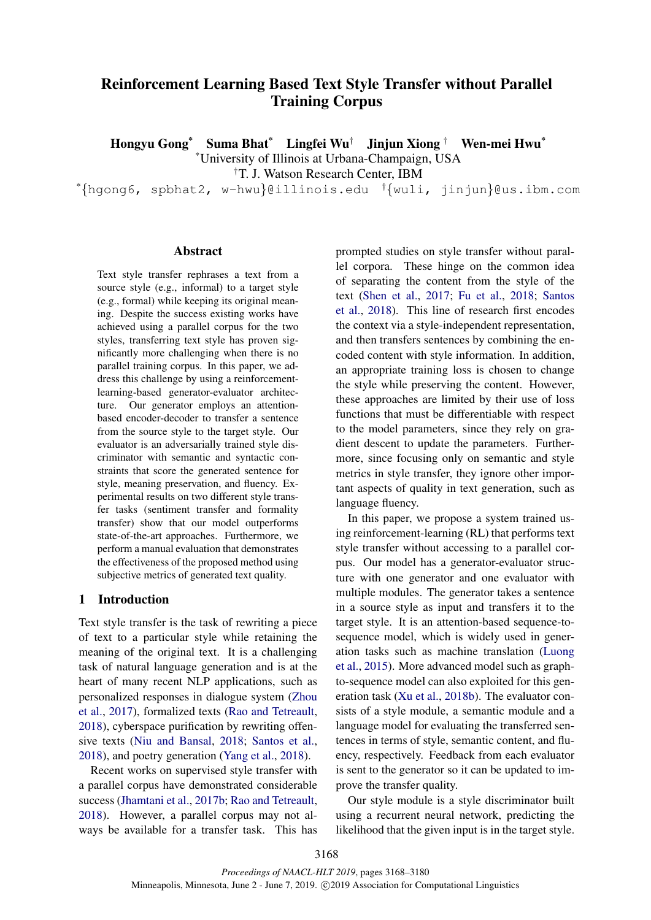# Reinforcement Learning Based Text Style Transfer without Parallel Training Corpus

**Hongyu Gong*  Suma Bhat*  Lingfei Wu†  Jinjun Xiong†  Wen-mei Hwu***

*University of Illinois at Urbana-Champaign, USA

†T. J. Watson Research Center, IBM

*{hgong6, spbhat2, w-hwu}@illinois.edu  †{wuli, jinjun}@us.ibm.com

## Abstract

Text style transfer rephrases a text from a source style (e.g., informal) to a target style (e.g., formal) while keeping its original meaning. Despite the success existing works have achieved using a parallel corpus for the two styles, transferring text style has proven significantly more challenging when there is no parallel training corpus. In this paper, we address this challenge by using a reinforcement-learning-based generator-evaluator architecture. Our generator employs an attention-based encoder-decoder to transfer a sentence from the source style to the target style. Our evaluator is an adversarially trained style discriminator with semantic and syntactic constraints that score the generated sentence for style, meaning preservation, and fluency. Experimental results on two different style transfer tasks (sentiment transfer and formality transfer) show that our model outperforms state-of-the-art approaches. Furthermore, we perform a manual evaluation that demonstrates the effectiveness of the proposed method using subjective metrics of generated text quality.

## 1 Introduction

Text style transfer is the task of rewriting a piece of text to a particular style while retaining the meaning of the original text. It is a challenging task of natural language generation and is at the heart of many recent NLP applications, such as personalized responses in dialogue system (Zhou et al., 2017), formalized texts (Rao and Tetreault, 2018), cyberspace purification by rewriting offensive texts (Niu and Bansal, 2018; Santos et al., 2018), and poetry generation (Yang et al., 2018).

Recent works on supervised style transfer with a parallel corpus have demonstrated considerable success (Jhamtani et al., 2017b; Rao and Tetreault, 2018). However, a parallel corpus may not always be available for a transfer task. This has prompted studies on style transfer without parallel corpora. These hinge on the common idea of separating the content from the style of the text (Shen et al., 2017; Fu et al., 2018; Santos et al., 2018). This line of research first encodes the context via a style-independent representation, and then transfers sentences by combining the encoded content with style information. In addition, an appropriate training loss is chosen to change the style while preserving the content. However, these approaches are limited by their use of loss functions that must be differentiable with respect to the model parameters, since they rely on gradient descent to update the parameters. Furthermore, since focusing only on semantic and style metrics in style transfer, they ignore other important aspects of quality in text generation, such as language fluency.

In this paper, we propose a system trained using reinforcement-learning (RL) that performs text style transfer without accessing to a parallel corpus. Our model has a generator-evaluator structure with one generator and one evaluator with multiple modules. The generator takes a sentence in a source style as input and transfers it to the target style. It is an attention-based sequence-to-sequence model, which is widely used in generation tasks such as machine translation (Luong et al., 2015). More advanced model such as graph-to-sequence model can also exploited for this generation task (Xu et al., 2018b). The evaluator consists of a style module, a semantic module and a language model for evaluating the transferred sentences in terms of style, semantic content, and fluency, respectively. Feedback from each evaluator is sent to the generator so it can be updated to improve the transfer quality.

Our style module is a style discriminator built using a recurrent neural network, predicting the likelihood that the given input is in the target style.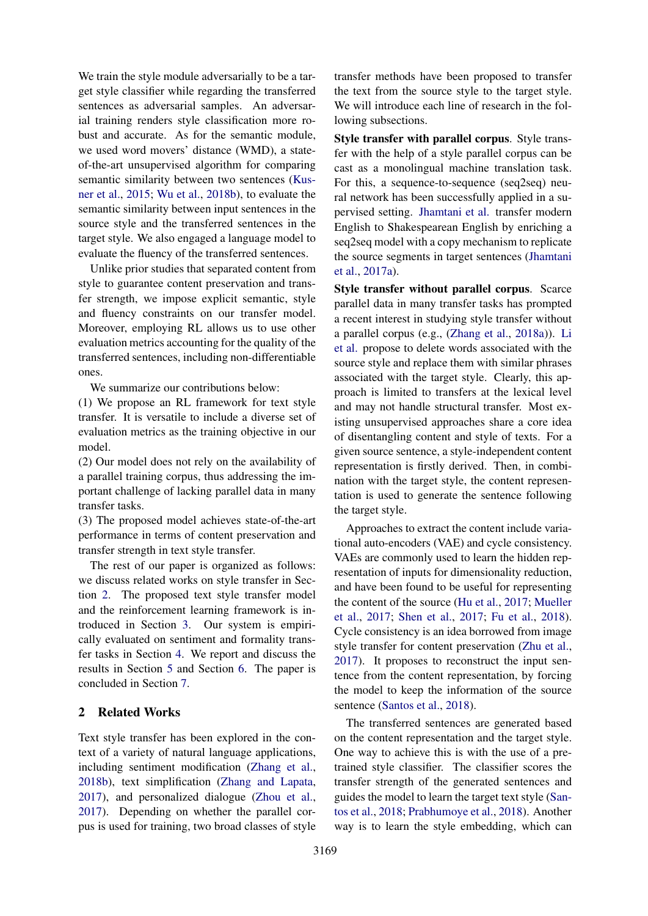We train the style module adversarially to be a target style classifier while regarding the transferred sentences as adversarial samples. An adversarial training renders style classification more robust and accurate. As for the semantic module, we used word movers' distance (WMD), a state-of-the-art unsupervised algorithm for comparing semantic similarity between two sentences (Kusner et al., 2015; Wu et al., 2018b), to evaluate the semantic similarity between input sentences in the source style and the transferred sentences in the target style. We also engaged a language model to evaluate the fluency of the transferred sentences.

Unlike prior studies that separated content from style to guarantee content preservation and transfer strength, we impose explicit semantic, style and fluency constraints on our transfer model. Moreover, employing RL allows us to use other evaluation metrics accounting for the quality of the transferred sentences, including non-differentiable ones.

We summarize our contributions below:

(1) We propose an RL framework for text style transfer. It is versatile to include a diverse set of evaluation metrics as the training objective in our model.

(2) Our model does not rely on the availability of a parallel training corpus, thus addressing the important challenge of lacking parallel data in many transfer tasks.

(3) The proposed model achieves state-of-the-art performance in terms of content preservation and transfer strength in text style transfer.

The rest of our paper is organized as follows: we discuss related works on style transfer in Section 2. The proposed text style transfer model and the reinforcement learning framework is introduced in Section 3. Our system is empirically evaluated on sentiment and formality transfer tasks in Section 4. We report and discuss the results in Section 5 and Section 6. The paper is concluded in Section 7.

## 2 Related Works

Text style transfer has been explored in the context of a variety of natural language applications, including sentiment modification (Zhang et al., 2018b), text simplification (Zhang and Lapata, 2017), and personalized dialogue (Zhou et al., 2017). Depending on whether the parallel corpus is used for training, two broad classes of style transfer methods have been proposed to transfer the text from the source style to the target style. We will introduce each line of research in the following subsections.

**Style transfer with parallel corpus**. Style transfer with the help of a style parallel corpus can be cast as a monolingual machine translation task. For this, a sequence-to-sequence (seq2seq) neural network has been successfully applied in a supervised setting. Jhamtani et al. transfer modern English to Shakespearean English by enriching a seq2seq model with a copy mechanism to replicate the source segments in target sentences (Jhamtani et al., 2017a).

**Style transfer without parallel corpus**. Scarce parallel data in many transfer tasks has prompted a recent interest in studying style transfer without a parallel corpus (e.g., (Zhang et al., 2018a)). Li et al. propose to delete words associated with the source style and replace them with similar phrases associated with the target style. Clearly, this approach is limited to transfers at the lexical level and may not handle structural transfer. Most existing unsupervised approaches share a core idea of disentangling content and style of texts. For a given source sentence, a style-independent content representation is firstly derived. Then, in combination with the target style, the content representation is used to generate the sentence following the target style.

Approaches to extract the content include variational auto-encoders (VAE) and cycle consistency. VAEs are commonly used to learn the hidden representation of inputs for dimensionality reduction, and have been found to be useful for representing the content of the source (Hu et al., 2017; Mueller et al., 2017; Shen et al., 2017; Fu et al., 2018). Cycle consistency is an idea borrowed from image style transfer for content preservation (Zhu et al., 2017). It proposes to reconstruct the input sentence from the content representation, by forcing the model to keep the information of the source sentence (Santos et al., 2018).

The transferred sentences are generated based on the content representation and the target style. One way to achieve this is with the use of a pre-trained style classifier. The classifier scores the transfer strength of the generated sentences and guides the model to learn the target text style (Santos et al., 2018; Prabhumoye et al., 2018). Another way is to learn the style embedding, which can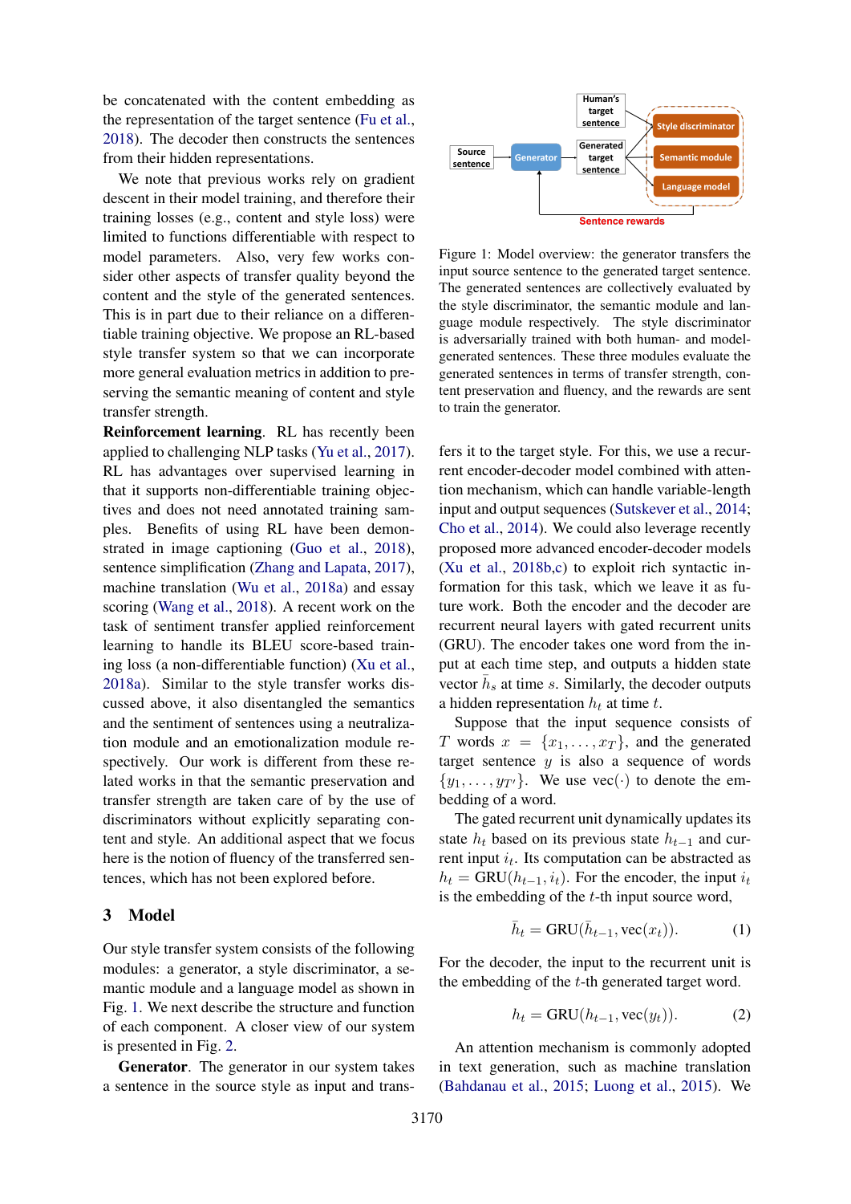be concatenated with the content embedding as the representation of the target sentence (Fu et al., 2018). The decoder then constructs the sentences from their hidden representations.

We note that previous works rely on gradient descent in their model training, and therefore their training losses (e.g., content and style loss) were limited to functions differentiable with respect to model parameters. Also, very few works consider other aspects of transfer quality beyond the content and the style of the generated sentences. This is in part due to their reliance on a differentiable training objective. We propose an RL-based style transfer system so that we can incorporate more general evaluation metrics in addition to preserving the semantic meaning of content and style transfer strength.

**Reinforcement learning**. RL has recently been applied to challenging NLP tasks (Yu et al., 2017). RL has advantages over supervised learning in that it supports non-differentiable training objectives and does not need annotated training samples. Benefits of using RL have been demonstrated in image captioning (Guo et al., 2018), sentence simplification (Zhang and Lapata, 2017), machine translation (Wu et al., 2018a) and essay scoring (Wang et al., 2018). A recent work on the task of sentiment transfer applied reinforcement learning to handle its BLEU score-based training loss (a non-differentiable function) (Xu et al., 2018a). Similar to the style transfer works discussed above, it also disentangled the semantics and the sentiment of sentences using a neutralization module and an emotionalization module respectively. Our work is different from these related works in that the semantic preservation and transfer strength are taken care of by the use of discriminators without explicitly separating content and style. An additional aspect that we focus here is the notion of fluency of the transferred sentences, which has not been explored before.

## 3 Model

Our style transfer system consists of the following modules: a generator, a style discriminator, a semantic module and a language model as shown in Fig. 1. We next describe the structure and function of each component. A closer view of our system is presented in Fig. 2.

**Generator**. The generator in our system takes a sentence in the source style as input and transfers it to the target style. For this, we use a recurrent encoder-decoder model combined with attention mechanism, which can handle variable-length input and output sequences (Sutskever et al., 2014; Cho et al., 2014). We could also leverage recently proposed more advanced encoder-decoder models (Xu et al., 2018b,c) to exploit rich syntactic information for this task, which we leave it as future work. Both the encoder and the decoder are recurrent neural layers with gated recurrent units (GRU). The encoder takes one word from the input at each time step, and outputs a hidden state vector $\bar{h}_s$ at time $s$. Similarly, the decoder outputs a hidden representation $h_t$ at time $t$.

Suppose that the input sequence consists of $T$ words $x = \{x_1, \ldots, x_T\}$, and the generated target sentence $y$ is also a sequence of words $\{y_1, \ldots, y_{T'}\}$. We use $\text{vec}(\cdot)$ to denote the embedding of a word.

The gated recurrent unit dynamically updates its state $h_t$ based on its previous state $h_{t-1}$ and current input $i_t$. Its computation can be abstracted as $h_t = \text{GRU}(h_{t-1}, i_t)$. For the encoder, the input $i_t$ is the embedding of the $t$-th input source word,

$$\bar{h}_t = \text{GRU}(\bar{h}_{t-1}, \text{vec}(x_t)). \tag{1}$$

For the decoder, the input to the recurrent unit is the embedding of the $t$-th generated target word.

$$h_t = \text{GRU}(h_{t-1}, \text{vec}(y_t)). \tag{2}$$

An attention mechanism is commonly adopted in text generation, such as machine translation (Bahdanau et al., 2015; Luong et al., 2015). We

Figure 1: Model overview: the generator transfers the input source sentence to the generated target sentence. The generated sentences are collectively evaluated by the style discriminator, the semantic module and language module respectively. The style discriminator is adversarially trained with both human- and model-generated sentences. These three modules evaluate the generated sentences in terms of transfer strength, content preservation and fluency, and the rewards are sent to train the generator.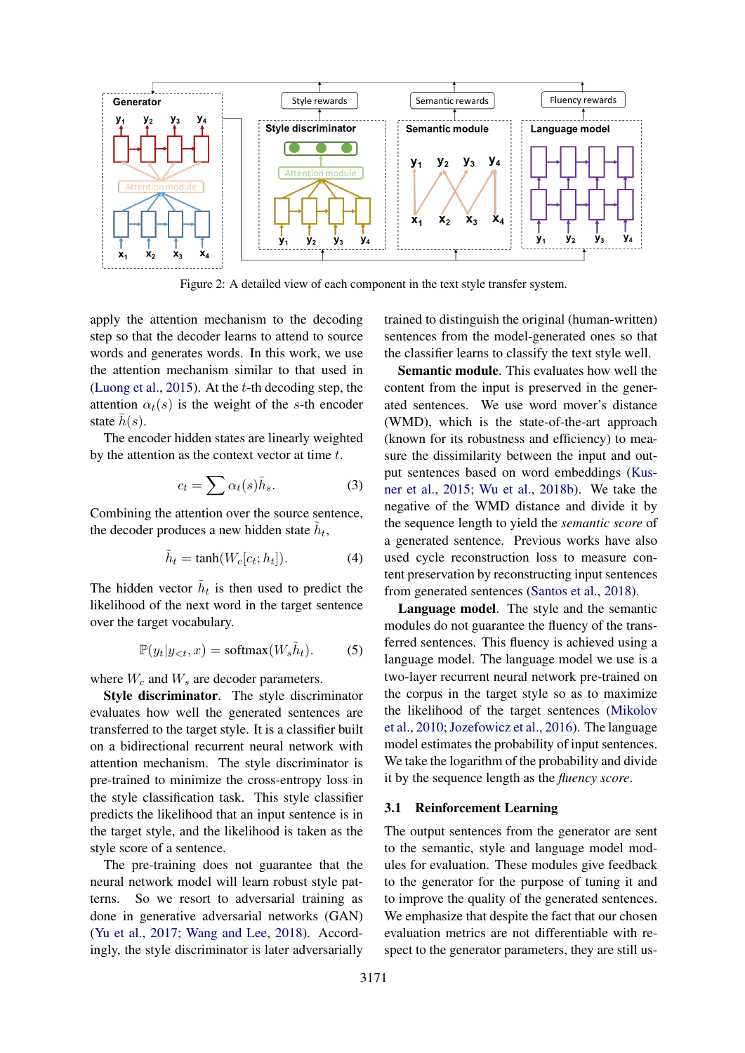Figure 2: A detailed view of each component in the text style transfer system.

apply the attention mechanism to the decoding step so that the decoder learns to attend to source words and generates words. In this work, we use the attention mechanism similar to that used in (Luong et al., 2015). At the $t$-th decoding step, the attention $\alpha_t(s)$ is the weight of the $s$-th encoder state $\bar{h}(s)$.

The encoder hidden states are linearly weighted by the attention as the context vector at time $t$.

$$c_t = \sum \alpha_t(s)\bar{h}_s. \tag{3}$$

Combining the attention over the source sentence, the decoder produces a new hidden state $\tilde{h}_t$,

$$\tilde{h}_t = \tanh(W_c[c_t; h_t]). \tag{4}$$

The hidden vector $\tilde{h}_t$ is then used to predict the likelihood of the next word in the target sentence over the target vocabulary.

$$\mathbb{P}(y_t|y_{<t}, x) = \text{softmax}(W_s\tilde{h}_t). \tag{5}$$

where $W_c$ and $W_s$ are decoder parameters.

**Style discriminator**. The style discriminator evaluates how well the generated sentences are transferred to the target style. It is a classifier built on a bidirectional recurrent neural network with attention mechanism. The style discriminator is pre-trained to minimize the cross-entropy loss in the style classification task. This style classifier predicts the likelihood that an input sentence is in the target style, and the likelihood is taken as the style score of a sentence.

The pre-training does not guarantee that the neural network model will learn robust style patterns. So we resort to adversarial training as done in generative adversarial networks (GAN) (Yu et al., 2017; Wang and Lee, 2018). Accordingly, the style discriminator is later adversarially trained to distinguish the original (human-written) sentences from the model-generated ones so that the classifier learns to classify the text style well.

**Semantic module**. This evaluates how well the content from the input is preserved in the generated sentences. We use word mover's distance (WMD), which is the state-of-the-art approach (known for its robustness and efficiency) to measure the dissimilarity between the input and output sentences based on word embeddings (Kusner et al., 2015; Wu et al., 2018b). We take the negative of the WMD distance and divide it by the sequence length to yield the *semantic score* of a generated sentence. Previous works have also used cycle reconstruction loss to measure content preservation by reconstructing input sentences from generated sentences (Santos et al., 2018).

**Language model**. The style and the semantic modules do not guarantee the fluency of the transferred sentences. This fluency is achieved using a language model. The language model we use is a two-layer recurrent neural network pre-trained on the corpus in the target style so as to maximize the likelihood of the target sentences (Mikolov et al., 2010; Jozefowicz et al., 2016). The language model estimates the probability of input sentences. We take the logarithm of the probability and divide it by the sequence length as the *fluency score*.

### 3.1 Reinforcement Learning

The output sentences from the generator are sent to the semantic, style and language model modules for evaluation. These modules give feedback to the generator for the purpose of tuning it and to improve the quality of the generated sentences. We emphasize that despite the fact that our chosen evaluation metrics are not differentiable with respect to the generator parameters, they are still us-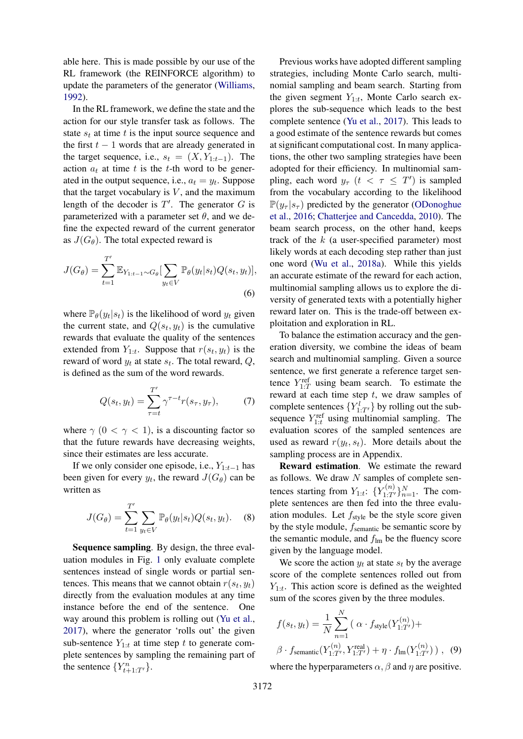able here. This is made possible by our use of the RL framework (the REINFORCE algorithm) to update the parameters of the generator (Williams, 1992).

In the RL framework, we define the state and the action for our style transfer task as follows. The state $s_t$ at time $t$ is the input source sequence and the first $t-1$ words that are already generated in the target sequence, i.e., $s_t = (X, Y_{1:t-1})$. The action $a_t$ at time $t$ is the $t$-th word to be generated in the output sequence, i.e., $a_t = y_t$. Suppose that the target vocabulary is $V$, and the maximum length of the decoder is $T'$. The generator $G$ is parameterized with a parameter set $\theta$, and we define the expected reward of the current generator as $J(G_\theta)$. The total expected reward is

$$J(G_\theta) = \sum_{t=1}^{T'} \mathbb{E}_{Y_{1:t-1} \sim G_\theta} \Big[ \sum_{y_t \in V} \mathbb{P}_\theta(y_t|s_t) Q(s_t, y_t) \Big], \tag{6}$$

where $\mathbb{P}_\theta(y_t|s_t)$ is the likelihood of word $y_t$ given the current state, and $Q(s_t, y_t)$ is the cumulative rewards that evaluate the quality of the sentences extended from $Y_{1:t}$. Suppose that $r(s_t, y_t)$ is the reward of word $y_t$ at state $s_t$. The total reward, $Q$, is defined as the sum of the word rewards.

$$Q(s_t, y_t) = \sum_{\tau=t}^{T'} \gamma^{\tau - t} r(s_\tau, y_\tau), \tag{7}$$

where $\gamma$ $(0 < \gamma < 1)$, is a discounting factor so that the future rewards have decreasing weights, since their estimates are less accurate.

If we only consider one episode, i.e., $Y_{1:t-1}$ has been given for every $y_t$, the reward $J(G_\theta)$ can be written as

$$J(G_\theta) = \sum_{t=1}^{T'} \sum_{y_t \in V} \mathbb{P}_\theta(y_t|s_t) Q(s_t, y_t). \tag{8}$$

**Sequence sampling**. By design, the three evaluation modules in Fig. 1 only evaluate complete sentences instead of single words or partial sentences. This means that we cannot obtain $r(s_t, y_t)$ directly from the evaluation modules at any time instance before the end of the sentence. One way around this problem is rolling out (Yu et al., 2017), where the generator 'rolls out' the given sub-sentence $Y_{1:t}$ at time step $t$ to generate complete sentences by sampling the remaining part of the sentence $\{Y^n_{t+1:T'}\}$.

Previous works have adopted different sampling strategies, including Monte Carlo search, multinomial sampling and beam search. Starting from the given segment $Y_{1:t}$, Monte Carlo search explores the sub-sequence which leads to the best complete sentence (Yu et al., 2017). This leads to a good estimate of the sentence rewards but comes at significant computational cost. In many applications, the other two sampling strategies have been adopted for their efficiency. In multinomial sampling, each word $y_\tau$ $(t < \tau \leq T')$ is sampled from the vocabulary according to the likelihood $\mathbb{P}(y_\tau|s_\tau)$ predicted by the generator (ODonoghue et al., 2016; Chatterjee and Cancedda, 2010). The beam search process, on the other hand, keeps track of the $k$ (a user-specified parameter) most likely words at each decoding step rather than just one word (Wu et al., 2018a). While this yields an accurate estimate of the reward for each action, multinomial sampling allows us to explore the diversity of generated texts with a potentially higher reward later on. This is the trade-off between exploitation and exploration in RL.

To balance the estimation accuracy and the generation diversity, we combine the ideas of beam search and multinomial sampling. Given a source sentence, we first generate a reference target sentence $Y^{\text{ref}}_{1:T}$ using beam search. To estimate the reward at each time step $t$, we draw samples of complete sentences $\{Y^l_{1:T'}\}$ by rolling out the subsequence $Y^{\text{ref}}_{1:t}$ using multinomial sampling. The evaluation scores of the sampled sentences are used as reward $r(y_t, s_t)$. More details about the sampling process are in Appendix.

**Reward estimation**. We estimate the reward as follows. We draw $N$ samples of complete sentences starting from $Y_{1:t}$: $\{Y^{(n)}_{1:T'}\}_{n=1}^N$. The complete sentences are then fed into the three evaluation modules. Let $f_{\text{style}}$ be the style score given by the style module, $f_{\text{semantic}}$ be semantic score by the semantic module, and $f_{\text{lm}}$ be the fluency score given by the language model.

We score the action $y_t$ at state $s_t$ by the average score of the complete sentences rolled out from $Y_{1:t}$. This action score is defined as the weighted sum of the scores given by the three modules.

$$f(s_t, y_t) = \frac{1}{N} \sum_{n=1}^{N} \big( \alpha \cdot f_{\text{style}}(Y^{(n)}_{1:T'}) + \beta \cdot f_{\text{semantic}}(Y^{(n)}_{1:T'}, Y^{\text{real}}_{1:T'}) + \eta \cdot f_{\text{lm}}(Y^{(n)}_{1:T'}) \big), \tag{9}$$

where the hyperparameters $\alpha, \beta$ and $\eta$ are positive.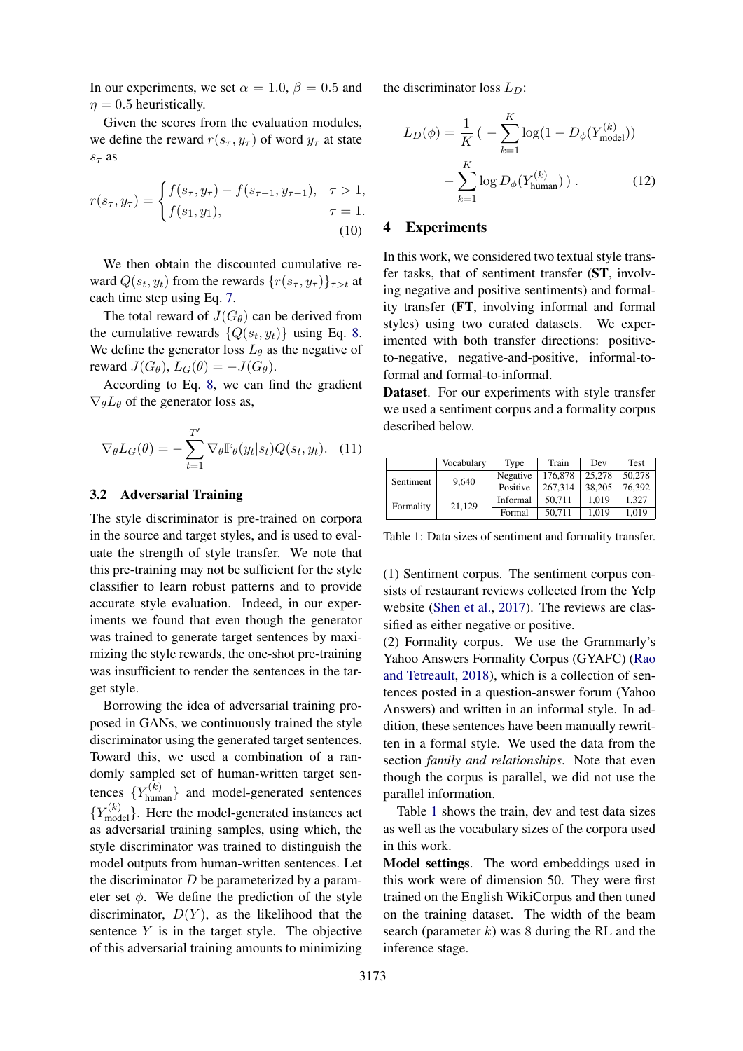In our experiments, we set $\alpha = 1.0$, $\beta = 0.5$ and $\eta = 0.5$ heuristically.

Given the scores from the evaluation modules, we define the reward $r(s_\tau, y_\tau)$ of word $y_\tau$ at state $s_\tau$ as

$$r(s_\tau, y_\tau) = \begin{cases} f(s_\tau, y_\tau) - f(s_{\tau-1}, y_{\tau-1}), & \tau > 1, \\ f(s_1, y_1), & \tau = 1. \end{cases} \quad (10)$$

We then obtain the discounted cumulative reward $Q(s_t, y_t)$ from the rewards $\{r(s_\tau, y_\tau)\}_{\tau > t}$ at each time step using Eq. 7.

The total reward of $J(G_\theta)$ can be derived from the cumulative rewards $\{Q(s_t, y_t)\}$ using Eq. 8. We define the generator loss $L_\theta$ as the negative of reward $J(G_\theta)$, $L_G(\theta) = -J(G_\theta)$.

According to Eq. 8, we can find the gradient $\nabla_\theta L_\theta$ of the generator loss as,

$$\nabla_\theta L_G(\theta) = -\sum_{t=1}^{T'} \nabla_\theta \mathbb{P}_\theta(y_t|s_t) Q(s_t, y_t). \quad (11)$$

### 3.2 Adversarial Training

The style discriminator is pre-trained on corpora in the source and target styles, and is used to evaluate the strength of style transfer. We note that this pre-training may not be sufficient for the style classifier to learn robust patterns and to provide accurate style evaluation. Indeed, in our experiments we found that even though the generator was trained to generate target sentences by maximizing the style rewards, the one-shot pre-training was insufficient to render the sentences in the target style.

Borrowing the idea of adversarial training proposed in GANs, we continuously trained the style discriminator using the generated target sentences. Toward this, we used a combination of a randomly sampled set of human-written target sentences $\{Y^{(k)}_{\text{human}}\}$ and model-generated sentences $\{Y^{(k)}_{\text{model}}\}$. Here the model-generated instances act as adversarial training samples, using which, the style discriminator was trained to distinguish the model outputs from human-written sentences. Let the discriminator $D$ be parameterized by a parameter set $\phi$. We define the prediction of the style discriminator, $D(Y)$, as the likelihood that the sentence $Y$ is in the target style. The objective of this adversarial training amounts to minimizing the discriminator loss $L_D$:

$$L_D(\phi) = \frac{1}{K}\Big( -\sum_{k=1}^{K} \log(1 - D_\phi(Y^{(k)}_{\text{model}})) - \sum_{k=1}^{K} \log D_\phi(Y^{(k)}_{\text{human}}) \Big). \quad (12)$$

## 4 Experiments

In this work, we considered two textual style transfer tasks, that of sentiment transfer (**ST**, involving negative and positive sentiments) and formality transfer (**FT**, involving informal and formal styles) using two curated datasets. We experimented with both transfer directions: positive-to-negative, negative-and-positive, informal-to-formal and formal-to-informal.

**Dataset**. For our experiments with style transfer we used a sentiment corpus and a formality corpus described below.

| | Vocabulary | Type | Train | Dev | Test |
|---|---|---|---|---|---|
| Sentiment | 9,640 | Negative | 176,878 | 25,278 | 50,278 |
| | | Positive | 267,314 | 38,205 | 76,392 |
| Formality | 21,129 | Informal | 50,711 | 1,019 | 1,327 |
| | | Formal | 50,711 | 1,019 | 1,019 |

Table 1: Data sizes of sentiment and formality transfer.

(1) Sentiment corpus. The sentiment corpus consists of restaurant reviews collected from the Yelp website (Shen et al., 2017). The reviews are classified as either negative or positive.
(2) Formality corpus. We use the Grammarly's Yahoo Answers Formality Corpus (GYAFC) (Rao and Tetreault, 2018), which is a collection of sentences posted in a question-answer forum (Yahoo Answers) and written in an informal style. In addition, these sentences have been manually rewritten in a formal style. We used the data from the section *family and relationships*. Note that even though the corpus is parallel, we did not use the parallel information.

Table 1 shows the train, dev and test data sizes as well as the vocabulary sizes of the corpora used in this work.

**Model settings**. The word embeddings used in this work were of dimension 50. They were first trained on the English WikiCorpus and then tuned on the training dataset. The width of the beam search (parameter $k$) was 8 during the RL and the inference stage.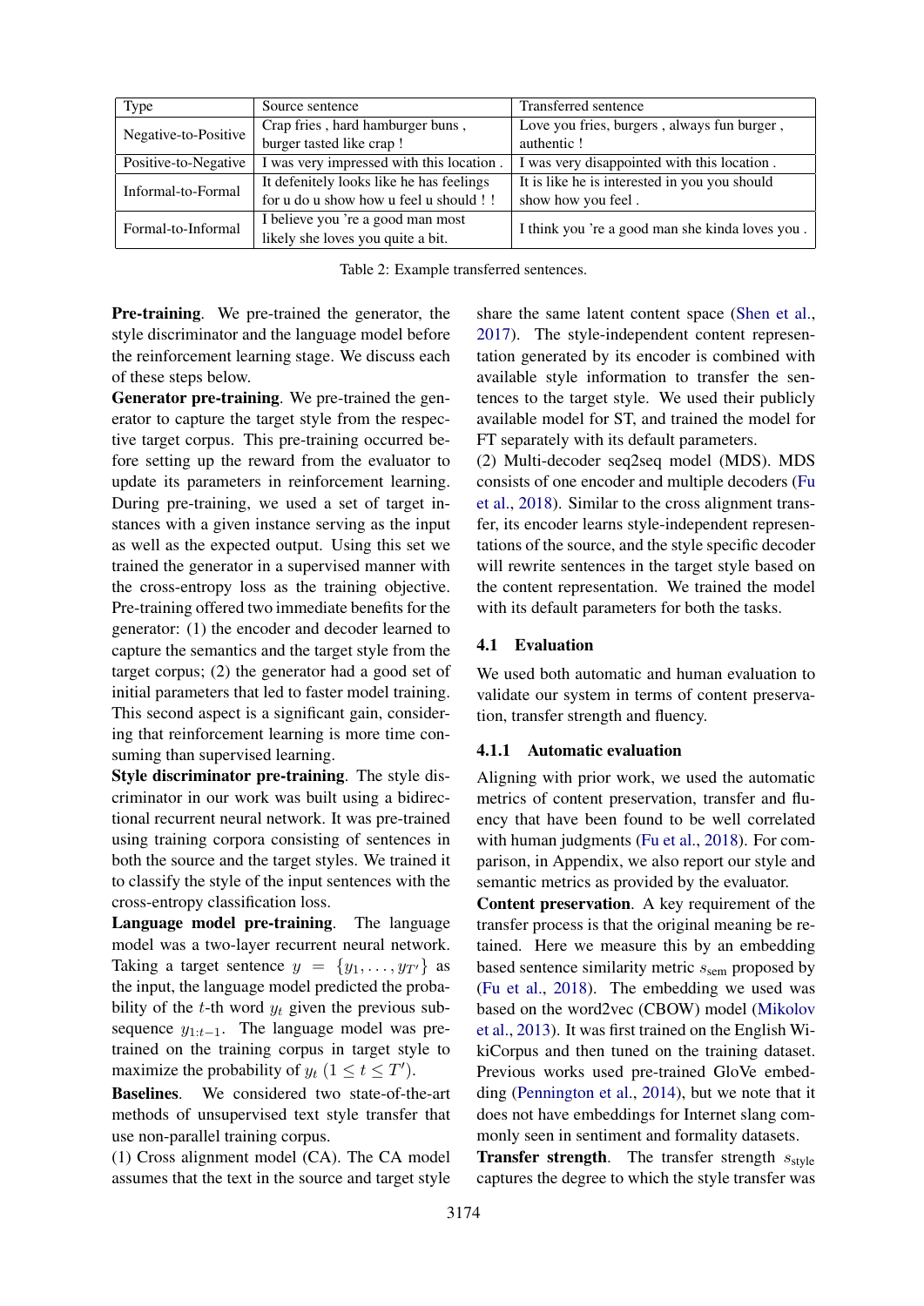| Type | Source sentence | Transferred sentence |
| --- | --- | --- |
| Negative-to-Positive | Crap fries , hard hamburger buns , burger tasted like crap ! | Love you fries, burgers , always fun burger , authentic ! |
| Positive-to-Negative | I was very impressed with this location . | I was very disappointed with this location . |
| Informal-to-Formal | It defenitely looks like he has feelings for u do u show how u feel u should ! ! | It is like he is interested in you you should show how you feel . |
| Formal-to-Informal | I believe you 're a good man most likely she loves you quite a bit. | I think you 're a good man she kinda loves you . |

Table 2: Example transferred sentences.

**Pre-training**. We pre-trained the generator, the style discriminator and the language model before the reinforcement learning stage. We discuss each of these steps below.

**Generator pre-training**. We pre-trained the generator to capture the target style from the respective target corpus. This pre-training occurred before setting up the reward from the evaluator to update its parameters in reinforcement learning. During pre-training, we used a set of target instances with a given instance serving as the input as well as the expected output. Using this set we trained the generator in a supervised manner with the cross-entropy loss as the training objective. Pre-training offered two immediate benefits for the generator: (1) the encoder and decoder learned to capture the semantics and the target style from the target corpus; (2) the generator had a good set of initial parameters that led to faster model training. This second aspect is a significant gain, considering that reinforcement learning is more time consuming than supervised learning.

**Style discriminator pre-training**. The style discriminator in our work was built using a bidirectional recurrent neural network. It was pre-trained using training corpora consisting of sentences in both the source and the target styles. We trained it to classify the style of the input sentences with the cross-entropy classification loss.

**Language model pre-training**. The language model was a two-layer recurrent neural network. Taking a target sentence $y = \{y_1, \ldots, y_{T'}\}$ as the input, the language model predicted the probability of the $t$-th word $y_t$ given the previous subsequence $y_{1:t-1}$. The language model was pre-trained on the training corpus in target style to maximize the probability of $y_t$ $(1 \leq t \leq T')$.

**Baselines**. We considered two state-of-the-art methods of unsupervised text style transfer that use non-parallel training corpus.

(1) Cross alignment model (CA). The CA model assumes that the text in the source and target style share the same latent content space (Shen et al., 2017). The style-independent content representation generated by its encoder is combined with available style information to transfer the sentences to the target style. We used their publicly available model for ST, and trained the model for FT separately with its default parameters.

(2) Multi-decoder seq2seq model (MDS). MDS consists of one encoder and multiple decoders (Fu et al., 2018). Similar to the cross alignment transfer, its encoder learns style-independent representations of the source, and the style specific decoder will rewrite sentences in the target style based on the content representation. We trained the model with its default parameters for both the tasks.

## 4.1 Evaluation

We used both automatic and human evaluation to validate our system in terms of content preservation, transfer strength and fluency.

### 4.1.1 Automatic evaluation

Aligning with prior work, we used the automatic metrics of content preservation, transfer and fluency that have been found to be well correlated with human judgments (Fu et al., 2018). For comparison, in Appendix, we also report our style and semantic metrics as provided by the evaluator.

**Content preservation**. A key requirement of the transfer process is that the original meaning be retained. Here we measure this by an embedding based sentence similarity metric $s_{\text{sem}}$ proposed by (Fu et al., 2018). The embedding we used was based on the word2vec (CBOW) model (Mikolov et al., 2013). It was first trained on the English WikiCorpus and then tuned on the training dataset. Previous works used pre-trained GloVe embedding (Pennington et al., 2014), but we note that it does not have embeddings for Internet slang commonly seen in sentiment and formality datasets.

**Transfer strength**. The transfer strength $s_{\text{style}}$ captures the degree to which the style transfer was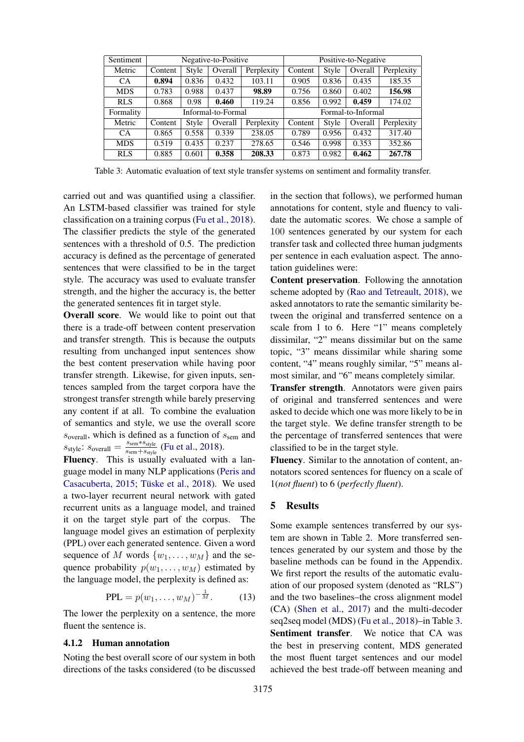| Sentiment | Negative-to-Positive | | | | Positive-to-Negative | | | |
|---|---|---|---|---|---|---|---|---|
| Metric | Content | Style | Overall | Perplexity | Content | Style | Overall | Perplexity |
| CA | **0.894** | 0.836 | 0.432 | 103.11 | 0.905 | 0.836 | 0.435 | 185.35 |
| MDS | 0.783 | 0.988 | 0.437 | **98.89** | 0.756 | 0.860 | 0.402 | **156.98** |
| RLS | 0.868 | 0.98 | **0.460** | 119.24 | 0.856 | 0.992 | **0.459** | 174.02 |
| Formality | Informal-to-Formal | | | | Formal-to-Informal | | | |
| Metric | Content | Style | Overall | Perplexity | Content | Style | Overall | Perplexity |
| CA | 0.865 | 0.558 | 0.339 | 238.05 | 0.789 | 0.956 | 0.432 | 317.40 |
| MDS | 0.519 | 0.435 | 0.237 | 278.65 | 0.546 | 0.998 | 0.353 | 352.86 |
| RLS | 0.885 | 0.601 | **0.358** | **208.33** | 0.873 | 0.982 | **0.462** | **267.78** |

Table 3: Automatic evaluation of text style transfer systems on sentiment and formality transfer.

carried out and was quantified using a classifier. An LSTM-based classifier was trained for style classification on a training corpus (Fu et al., 2018). The classifier predicts the style of the generated sentences with a threshold of 0.5. The prediction accuracy is defined as the percentage of generated sentences that were classified to be in the target style. The accuracy was used to evaluate transfer strength, and the higher the accuracy is, the better the generated sentences fit in target style.

**Overall score**. We would like to point out that there is a trade-off between content preservation and transfer strength. This is because the outputs resulting from unchanged input sentences show the best content preservation while having poor transfer strength. Likewise, for given inputs, sentences sampled from the target corpora have the strongest transfer strength while barely preserving any content if at all. To combine the evaluation of semantics and style, we use the overall score $s_{\text{overall}}$, which is defined as a function of $s_{\text{sem}}$ and $s_{\text{style}}$: $s_{\text{overall}} = \frac{s_{\text{sem}} * s_{\text{style}}}{s_{\text{sem}} + s_{\text{style}}}$ (Fu et al., 2018).

**Fluency**. This is usually evaluated with a language model in many NLP applications (Peris and Casacuberta, 2015; Tüske et al., 2018). We used a two-layer recurrent neural network with gated recurrent units as a language model, and trained it on the target style part of the corpus. The language model gives an estimation of perplexity (PPL) over each generated sentence. Given a word sequence of $M$ words $\{w_1, \ldots, w_M\}$ and the sequence probability $p(w_1, \ldots, w_M)$ estimated by the language model, the perplexity is defined as:

$$\text{PPL} = p(w_1, \ldots, w_M)^{-\frac{1}{M}}. \tag{13}$$

The lower the perplexity on a sentence, the more fluent the sentence is.

### 4.1.2 Human annotation

Noting the best overall score of our system in both directions of the tasks considered (to be discussed in the section that follows), we performed human annotations for content, style and fluency to validate the automatic scores. We chose a sample of 100 sentences generated by our system for each transfer task and collected three human judgments per sentence in each evaluation aspect. The annotation guidelines were:

**Content preservation**. Following the annotation scheme adopted by (Rao and Tetreault, 2018), we asked annotators to rate the semantic similarity between the original and transferred sentence on a scale from 1 to 6. Here "1" means completely dissimilar, "2" means dissimilar but on the same topic, "3" means dissimilar while sharing some content, "4" means roughly similar, "5" means almost similar, and "6" means completely similar.

**Transfer strength**. Annotators were given pairs of original and transferred sentences and were asked to decide which one was more likely to be in the target style. We define transfer strength to be the percentage of transferred sentences that were classified to be in the target style.

**Fluency**. Similar to the annotation of content, annotators scored sentences for fluency on a scale of 1(*not fluent*) to 6 (*perfectly fluent*).

## 5 Results

Some example sentences transferred by our system are shown in Table 2. More transferred sentences generated by our system and those by the baseline methods can be found in the Appendix. We first report the results of the automatic evaluation of our proposed system (denoted as "RLS") and the two baselines–the cross alignment model (CA) (Shen et al., 2017) and the multi-decoder seq2seq model (MDS) (Fu et al., 2018)–in Table 3.

**Sentiment transfer**. We notice that CA was the best in preserving content, MDS generated the most fluent target sentences and our model achieved the best trade-off between meaning and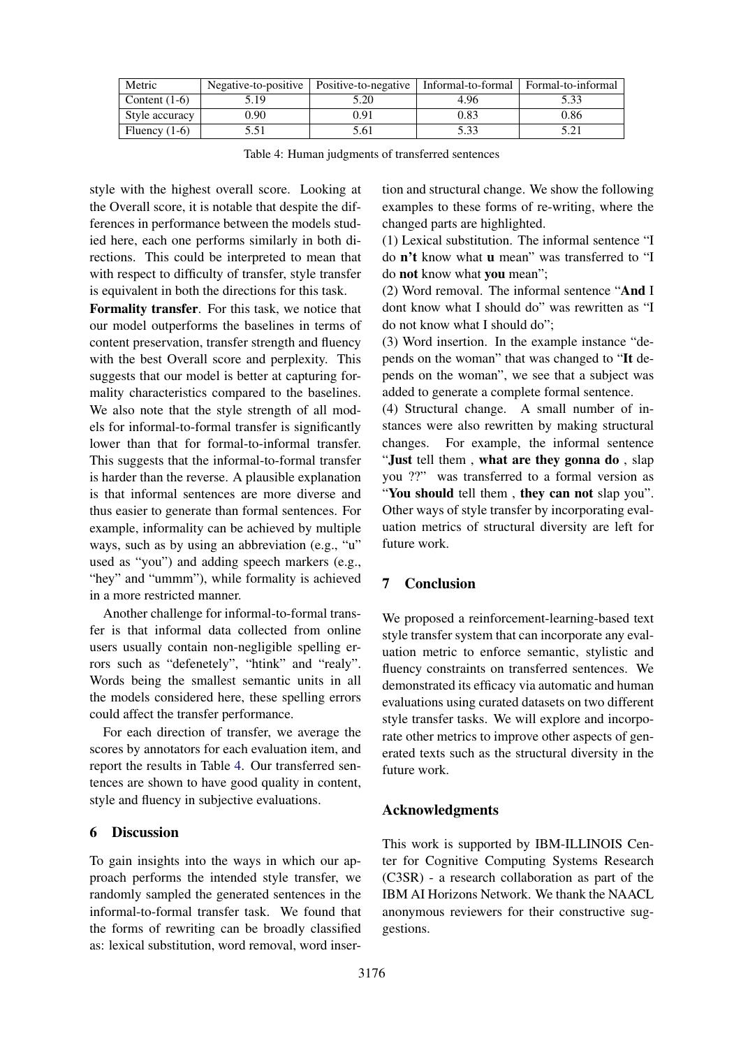| Metric | Negative-to-positive | Positive-to-negative | Informal-to-formal | Formal-to-informal |
|---|---|---|---|---|
| Content (1-6) | 5.19 | 5.20 | 4.96 | 5.33 |
| Style accuracy | 0.90 | 0.91 | 0.83 | 0.86 |
| Fluency (1-6) | 5.51 | 5.61 | 5.33 | 5.21 |

Table 4: Human judgments of transferred sentences

style with the highest overall score. Looking at the Overall score, it is notable that despite the differences in performance between the models studied here, each one performs similarly in both directions. This could be interpreted to mean that with respect to difficulty of transfer, style transfer is equivalent in both the directions for this task.

**Formality transfer**. For this task, we notice that our model outperforms the baselines in terms of content preservation, transfer strength and fluency with the best Overall score and perplexity. This suggests that our model is better at capturing formality characteristics compared to the baselines. We also note that the style strength of all models for informal-to-formal transfer is significantly lower than that for formal-to-informal transfer. This suggests that the informal-to-formal transfer is harder than the reverse. A plausible explanation is that informal sentences are more diverse and thus easier to generate than formal sentences. For example, informality can be achieved by multiple ways, such as by using an abbreviation (e.g., "u" used as "you") and adding speech markers (e.g., "hey" and "ummm"), while formality is achieved in a more restricted manner.

Another challenge for informal-to-formal transfer is that informal data collected from online users usually contain non-negligible spelling errors such as "defenetely", "htink" and "realy". Words being the smallest semantic units in all the models considered here, these spelling errors could affect the transfer performance.

For each direction of transfer, we average the scores by annotators for each evaluation item, and report the results in Table 4. Our transferred sentences are shown to have good quality in content, style and fluency in subjective evaluations.

## 6 Discussion

To gain insights into the ways in which our approach performs the intended style transfer, we randomly sampled the generated sentences in the informal-to-formal transfer task. We found that the forms of rewriting can be broadly classified as: lexical substitution, word removal, word insertion and structural change. We show the following examples to these forms of re-writing, where the changed parts are highlighted.

(1) Lexical substitution. The informal sentence "I do **n't** know what **u** mean" was transferred to "I do **not** know what **you** mean";

(2) Word removal. The informal sentence "**And** I dont know what I should do" was rewritten as "I do not know what I should do";

(3) Word insertion. In the example instance "depends on the woman" that was changed to "**It** depends on the woman", we see that a subject was added to generate a complete formal sentence.

(4) Structural change. A small number of instances were also rewritten by making structural changes. For example, the informal sentence "**Just** tell them , **what are they gonna do** , slap you ??" was transferred to a formal version as "**You should** tell them , **they can not** slap you". Other ways of style transfer by incorporating evaluation metrics of structural diversity are left for future work.

## 7 Conclusion

We proposed a reinforcement-learning-based text style transfer system that can incorporate any evaluation metric to enforce semantic, stylistic and fluency constraints on transferred sentences. We demonstrated its efficacy via automatic and human evaluations using curated datasets on two different style transfer tasks. We will explore and incorporate other metrics to improve other aspects of generated texts such as the structural diversity in the future work.

## Acknowledgments

This work is supported by IBM-ILLINOIS Center for Cognitive Computing Systems Research (C3SR) - a research collaboration as part of the IBM AI Horizons Network. We thank the NAACL anonymous reviewers for their constructive suggestions.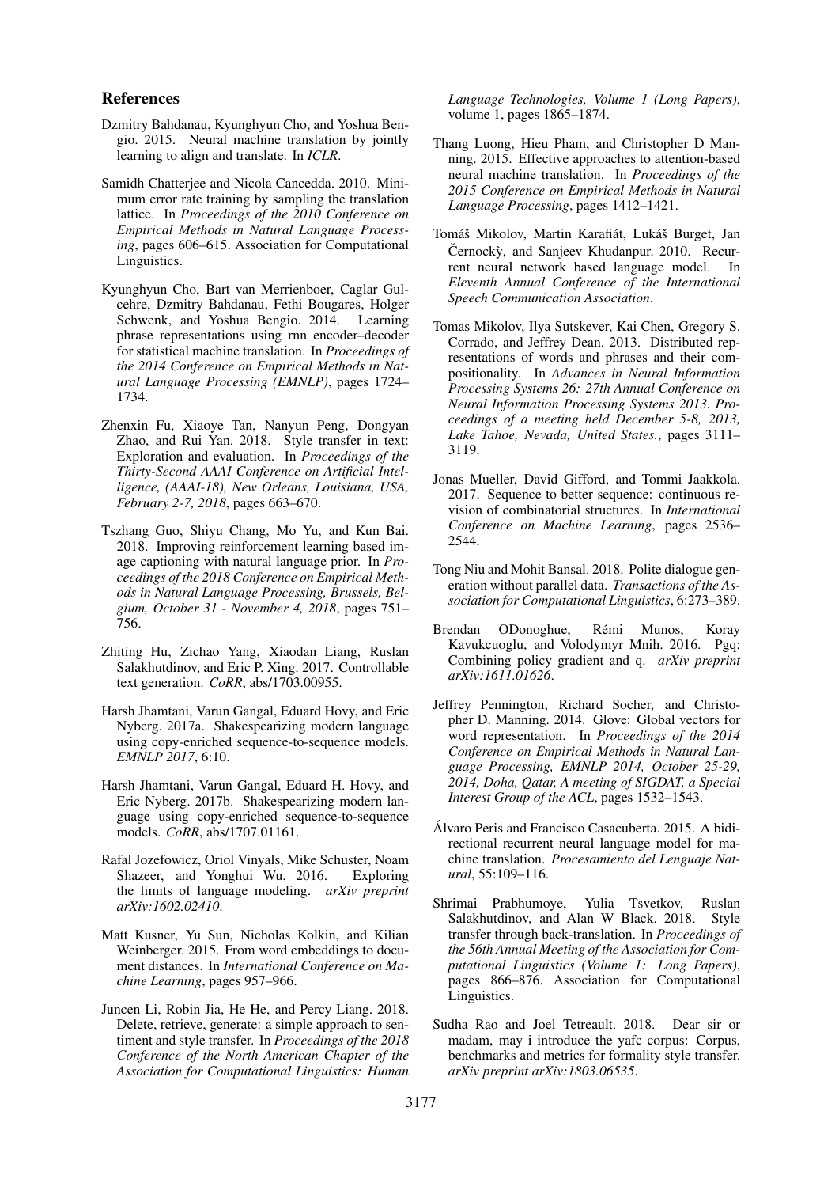## References

Dzmitry Bahdanau, Kyunghyun Cho, and Yoshua Bengio. 2015. Neural machine translation by jointly learning to align and translate. In *ICLR*.

Samidh Chatterjee and Nicola Cancedda. 2010. Minimum error rate training by sampling the translation lattice. In *Proceedings of the 2010 Conference on Empirical Methods in Natural Language Processing*, pages 606–615. Association for Computational Linguistics.

Kyunghyun Cho, Bart van Merrienboer, Caglar Gulcehre, Dzmitry Bahdanau, Fethi Bougares, Holger Schwenk, and Yoshua Bengio. 2014. Learning phrase representations using rnn encoder–decoder for statistical machine translation. In *Proceedings of the 2014 Conference on Empirical Methods in Natural Language Processing (EMNLP)*, pages 1724–1734.

Zhenxin Fu, Xiaoye Tan, Nanyun Peng, Dongyan Zhao, and Rui Yan. 2018. Style transfer in text: Exploration and evaluation. In *Proceedings of the Thirty-Second AAAI Conference on Artificial Intelligence, (AAAI-18), New Orleans, Louisiana, USA, February 2-7, 2018*, pages 663–670.

Tszhang Guo, Shiyu Chang, Mo Yu, and Kun Bai. 2018. Improving reinforcement learning based image captioning with natural language prior. In *Proceedings of the 2018 Conference on Empirical Methods in Natural Language Processing, Brussels, Belgium, October 31 - November 4, 2018*, pages 751–756.

Zhiting Hu, Zichao Yang, Xiaodan Liang, Ruslan Salakhutdinov, and Eric P. Xing. 2017. Controllable text generation. *CoRR*, abs/1703.00955.

Harsh Jhamtani, Varun Gangal, Eduard Hovy, and Eric Nyberg. 2017a. Shakespearizing modern language using copy-enriched sequence-to-sequence models. *EMNLP 2017*, 6:10.

Harsh Jhamtani, Varun Gangal, Eduard H. Hovy, and Eric Nyberg. 2017b. Shakespearizing modern language using copy-enriched sequence-to-sequence models. *CoRR*, abs/1707.01161.

Rafal Jozefowicz, Oriol Vinyals, Mike Schuster, Noam Shazeer, and Yonghui Wu. 2016. Exploring the limits of language modeling. *arXiv preprint arXiv:1602.02410*.

Matt Kusner, Yu Sun, Nicholas Kolkin, and Kilian Weinberger. 2015. From word embeddings to document distances. In *International Conference on Machine Learning*, pages 957–966.

Juncen Li, Robin Jia, He He, and Percy Liang. 2018. Delete, retrieve, generate: a simple approach to sentiment and style transfer. In *Proceedings of the 2018 Conference of the North American Chapter of the Association for Computational Linguistics: Human Language Technologies, Volume 1 (Long Papers)*, volume 1, pages 1865–1874.

Thang Luong, Hieu Pham, and Christopher D Manning. 2015. Effective approaches to attention-based neural machine translation. In *Proceedings of the 2015 Conference on Empirical Methods in Natural Language Processing*, pages 1412–1421.

Tomáš Mikolov, Martin Karafiát, Lukáš Burget, Jan Černockỳ, and Sanjeev Khudanpur. 2010. Recurrent neural network based language model. In *Eleventh Annual Conference of the International Speech Communication Association*.

Tomas Mikolov, Ilya Sutskever, Kai Chen, Gregory S. Corrado, and Jeffrey Dean. 2013. Distributed representations of words and phrases and their compositionality. In *Advances in Neural Information Processing Systems 26: 27th Annual Conference on Neural Information Processing Systems 2013. Proceedings of a meeting held December 5-8, 2013, Lake Tahoe, Nevada, United States.*, pages 3111–3119.

Jonas Mueller, David Gifford, and Tommi Jaakkola. 2017. Sequence to better sequence: continuous revision of combinatorial structures. In *International Conference on Machine Learning*, pages 2536–2544.

Tong Niu and Mohit Bansal. 2018. Polite dialogue generation without parallel data. *Transactions of the Association for Computational Linguistics*, 6:273–389.

Brendan ODonoghue, Rémi Munos, Koray Kavukcuoglu, and Volodymyr Mnih. 2016. Pgq: Combining policy gradient and q. *arXiv preprint arXiv:1611.01626*.

Jeffrey Pennington, Richard Socher, and Christopher D. Manning. 2014. Glove: Global vectors for word representation. In *Proceedings of the 2014 Conference on Empirical Methods in Natural Language Processing, EMNLP 2014, October 25-29, 2014, Doha, Qatar, A meeting of SIGDAT, a Special Interest Group of the ACL*, pages 1532–1543.

Álvaro Peris and Francisco Casacuberta. 2015. A bidirectional recurrent neural language model for machine translation. *Procesamiento del Lenguaje Natural*, 55:109–116.

Shrimai Prabhumoye, Yulia Tsvetkov, Ruslan Salakhutdinov, and Alan W Black. 2018. Style transfer through back-translation. In *Proceedings of the 56th Annual Meeting of the Association for Computational Linguistics (Volume 1: Long Papers)*, pages 866–876. Association for Computational Linguistics.

Sudha Rao and Joel Tetreault. 2018. Dear sir or madam, may i introduce the yafc corpus: Corpus, benchmarks and metrics for formality style transfer. *arXiv preprint arXiv:1803.06535*.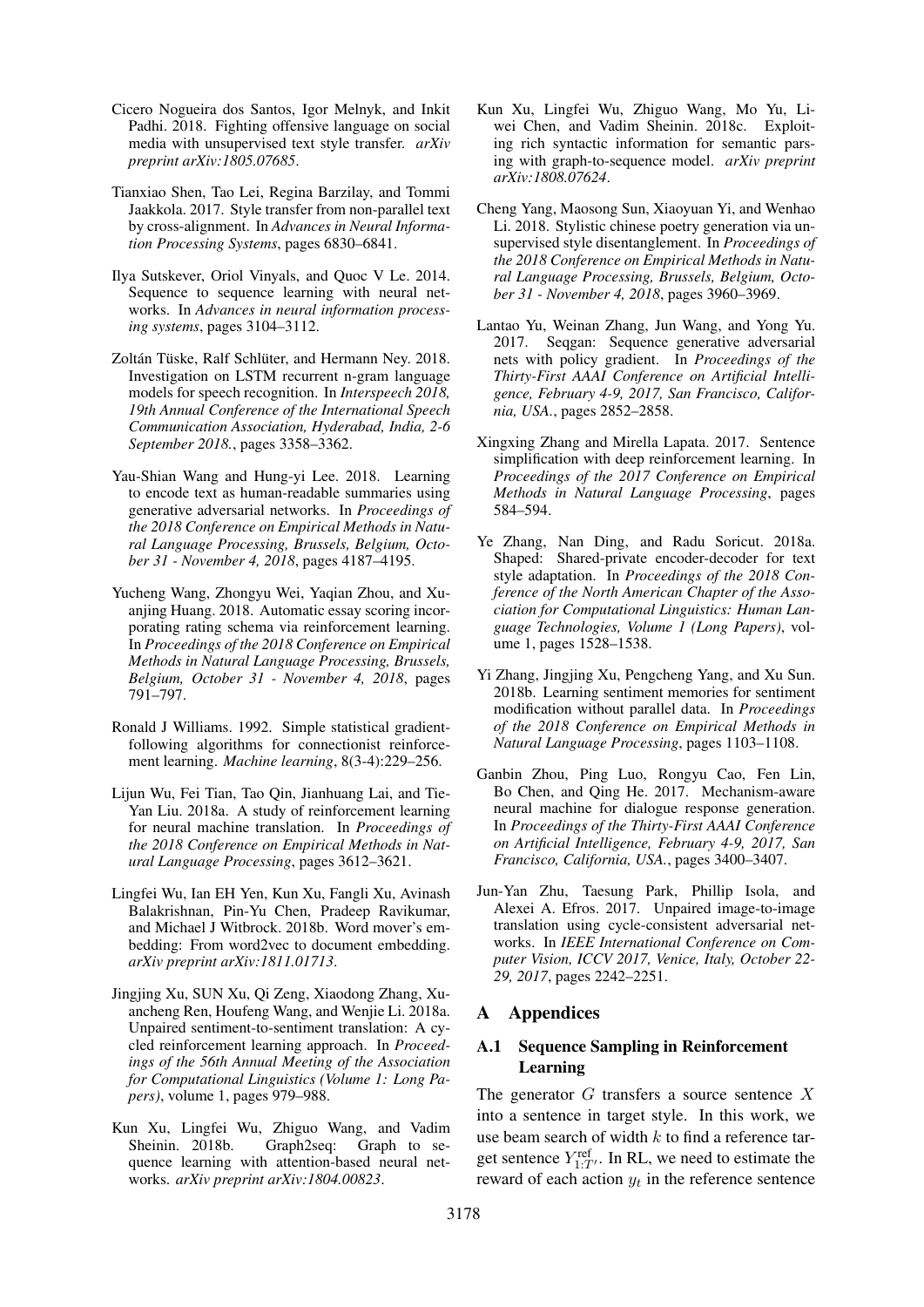Cicero Nogueira dos Santos, Igor Melnyk, and Inkit Padhi. 2018. Fighting offensive language on social media with unsupervised text style transfer. *arXiv preprint arXiv:1805.07685*.

Tianxiao Shen, Tao Lei, Regina Barzilay, and Tommi Jaakkola. 2017. Style transfer from non-parallel text by cross-alignment. In *Advances in Neural Information Processing Systems*, pages 6830–6841.

Ilya Sutskever, Oriol Vinyals, and Quoc V Le. 2014. Sequence to sequence learning with neural networks. In *Advances in neural information processing systems*, pages 3104–3112.

Zoltán Tüske, Ralf Schlüter, and Hermann Ney. 2018. Investigation on LSTM recurrent n-gram language models for speech recognition. In *Interspeech 2018, 19th Annual Conference of the International Speech Communication Association, Hyderabad, India, 2-6 September 2018.*, pages 3358–3362.

Yau-Shian Wang and Hung-yi Lee. 2018. Learning to encode text as human-readable summaries using generative adversarial networks. In *Proceedings of the 2018 Conference on Empirical Methods in Natural Language Processing, Brussels, Belgium, October 31 - November 4, 2018*, pages 4187–4195.

Yucheng Wang, Zhongyu Wei, Yaqian Zhou, and Xuanjing Huang. 2018. Automatic essay scoring incorporating rating schema via reinforcement learning. In *Proceedings of the 2018 Conference on Empirical Methods in Natural Language Processing, Brussels, Belgium, October 31 - November 4, 2018*, pages 791–797.

Ronald J Williams. 1992. Simple statistical gradient-following algorithms for connectionist reinforcement learning. *Machine learning*, 8(3-4):229–256.

Lijun Wu, Fei Tian, Tao Qin, Jianhuang Lai, and Tie-Yan Liu. 2018a. A study of reinforcement learning for neural machine translation. In *Proceedings of the 2018 Conference on Empirical Methods in Natural Language Processing*, pages 3612–3621.

Lingfei Wu, Ian EH Yen, Kun Xu, Fangli Xu, Avinash Balakrishnan, Pin-Yu Chen, Pradeep Ravikumar, and Michael J Witbrock. 2018b. Word mover's embedding: From word2vec to document embedding. *arXiv preprint arXiv:1811.01713*.

Jingjing Xu, SUN Xu, Qi Zeng, Xiaodong Zhang, Xuancheng Ren, Houfeng Wang, and Wenjie Li. 2018a. Unpaired sentiment-to-sentiment translation: A cycled reinforcement learning approach. In *Proceedings of the 56th Annual Meeting of the Association for Computational Linguistics (Volume 1: Long Papers)*, volume 1, pages 979–988.

Kun Xu, Lingfei Wu, Zhiguo Wang, and Vadim Sheinin. 2018b. Graph2seq: Graph to sequence learning with attention-based neural networks. *arXiv preprint arXiv:1804.00823*.

Kun Xu, Lingfei Wu, Zhiguo Wang, Mo Yu, Liwei Chen, and Vadim Sheinin. 2018c. Exploiting rich syntactic information for semantic parsing with graph-to-sequence model. *arXiv preprint arXiv:1808.07624*.

Cheng Yang, Maosong Sun, Xiaoyuan Yi, and Wenhao Li. 2018. Stylistic chinese poetry generation via unsupervised style disentanglement. In *Proceedings of the 2018 Conference on Empirical Methods in Natural Language Processing, Brussels, Belgium, October 31 - November 4, 2018*, pages 3960–3969.

Lantao Yu, Weinan Zhang, Jun Wang, and Yong Yu. 2017. Seqgan: Sequence generative adversarial nets with policy gradient. In *Proceedings of the Thirty-First AAAI Conference on Artificial Intelligence, February 4-9, 2017, San Francisco, California, USA.*, pages 2852–2858.

Xingxing Zhang and Mirella Lapata. 2017. Sentence simplification with deep reinforcement learning. In *Proceedings of the 2017 Conference on Empirical Methods in Natural Language Processing*, pages 584–594.

Ye Zhang, Nan Ding, and Radu Soricut. 2018a. Shaped: Shared-private encoder-decoder for text style adaptation. In *Proceedings of the 2018 Conference of the North American Chapter of the Association for Computational Linguistics: Human Language Technologies, Volume 1 (Long Papers)*, volume 1, pages 1528–1538.

Yi Zhang, Jingjing Xu, Pengcheng Yang, and Xu Sun. 2018b. Learning sentiment memories for sentiment modification without parallel data. In *Proceedings of the 2018 Conference on Empirical Methods in Natural Language Processing*, pages 1103–1108.

Ganbin Zhou, Ping Luo, Rongyu Cao, Fen Lin, Bo Chen, and Qing He. 2017. Mechanism-aware neural machine for dialogue response generation. In *Proceedings of the Thirty-First AAAI Conference on Artificial Intelligence, February 4-9, 2017, San Francisco, California, USA.*, pages 3400–3407.

Jun-Yan Zhu, Taesung Park, Phillip Isola, and Alexei A. Efros. 2017. Unpaired image-to-image translation using cycle-consistent adversarial networks. In *IEEE International Conference on Computer Vision, ICCV 2017, Venice, Italy, October 22-29, 2017*, pages 2242–2251.

## A Appendices

### A.1 Sequence Sampling in Reinforcement Learning

The generator $G$ transfers a source sentence $X$ into a sentence in target style. In this work, we use beam search of width $k$ to find a reference target sentence $Y^{\text{ref}}_{1:T'}$. In RL, we need to estimate the reward of each action $y_t$ in the reference sentence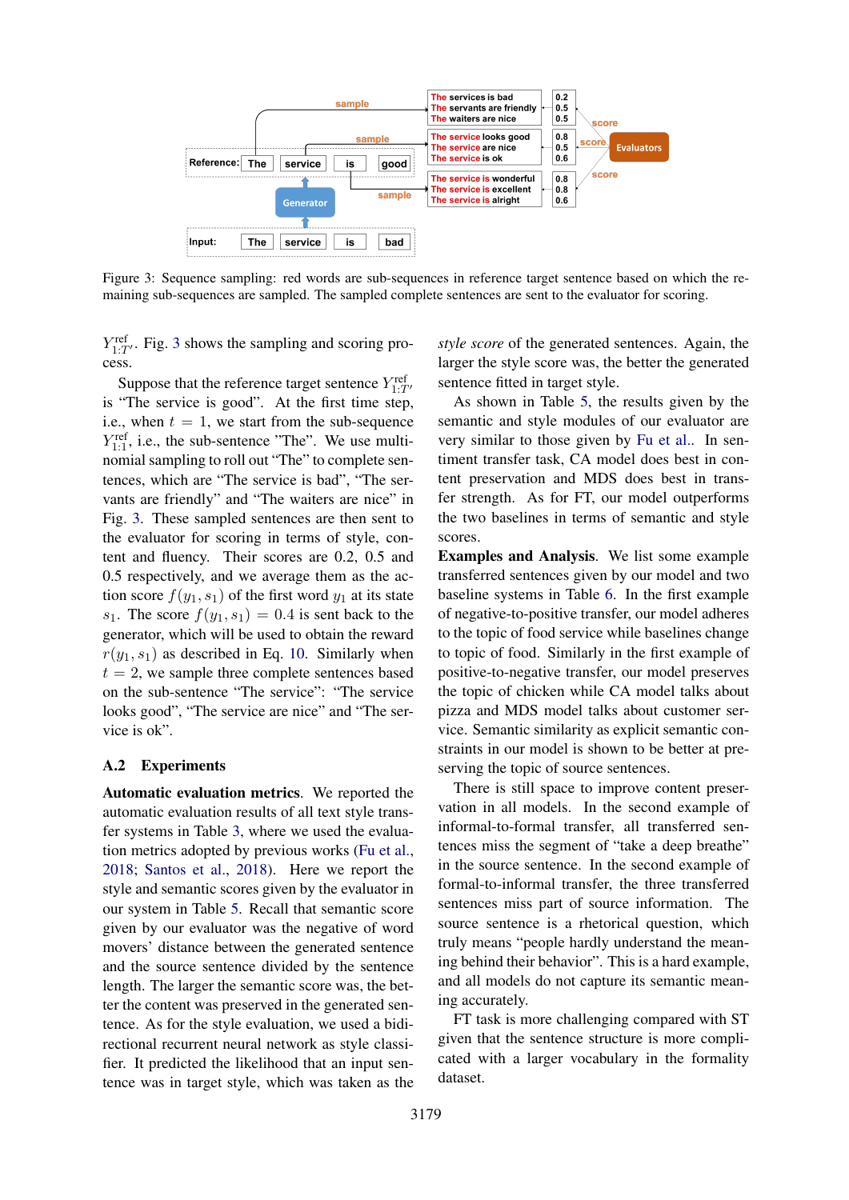Figure 3: Sequence sampling: red words are sub-sequences in reference target sentence based on which the remaining sub-sequences are sampled. The sampled complete sentences are sent to the evaluator for scoring.

$Y^{\text{ref}}_{1:T'}$. Fig. 3 shows the sampling and scoring process.

Suppose that the reference target sentence $Y^{\text{ref}}_{1:T'}$ is "The service is good". At the first time step, i.e., when $t = 1$, we start from the sub-sequence $Y^{\text{ref}}_{1:1}$, i.e., the sub-sentence "The". We use multinomial sampling to roll out "The" to complete sentences, which are "The service is bad", "The servants are friendly" and "The waiters are nice" in Fig. 3. These sampled sentences are then sent to the evaluator for scoring in terms of style, content and fluency. Their scores are 0.2, 0.5 and 0.5 respectively, and we average them as the action score $f(y_1, s_1)$ of the first word $y_1$ at its state $s_1$. The score $f(y_1, s_1) = 0.4$ is sent back to the generator, which will be used to obtain the reward $r(y_1, s_1)$ as described in Eq. 10. Similarly when $t = 2$, we sample three complete sentences based on the sub-sentence "The service": "The service looks good", "The service are nice" and "The service is ok".

## A.2 Experiments

**Automatic evaluation metrics**. We reported the automatic evaluation results of all text style transfer systems in Table 3, where we used the evaluation metrics adopted by previous works (Fu et al., 2018; Santos et al., 2018). Here we report the style and semantic scores given by the evaluator in our system in Table 5. Recall that semantic score given by our evaluator was the negative of word movers' distance between the generated sentence and the source sentence divided by the sentence length. The larger the semantic score was, the better the content was preserved in the generated sentence. As for the style evaluation, we used a bidirectional recurrent neural network as style classifier. It predicted the likelihood that an input sentence was in target style, which was taken as the *style score* of the generated sentences. Again, the larger the style score was, the better the generated sentence fitted in target style.

As shown in Table 5, the results given by the semantic and style modules of our evaluator are very similar to those given by Fu et al.. In sentiment transfer task, CA model does best in content preservation and MDS does best in transfer strength. As for FT, our model outperforms the two baselines in terms of semantic and style scores.

**Examples and Analysis**. We list some example transferred sentences given by our model and two baseline systems in Table 6. In the first example of negative-to-positive transfer, our model adheres to the topic of food service while baselines change to topic of food. Similarly in the first example of positive-to-negative transfer, our model preserves the topic of chicken while CA model talks about pizza and MDS model talks about customer service. Semantic similarity as explicit semantic constraints in our model is shown to be better at preserving the topic of source sentences.

There is still space to improve content preservation in all models. In the second example of informal-to-formal transfer, all transferred sentences miss the segment of "take a deep breathe" in the source sentence. In the second example of formal-to-informal transfer, the three transferred sentences miss part of source information. The source sentence is a rhetorical question, which truly means "people hardly understand the meaning behind their behavior". This is a hard example, and all models do not capture its semantic meaning accurately.

FT task is more challenging compared with ST given that the sentence structure is more complicated with a larger vocabulary in the formality dataset.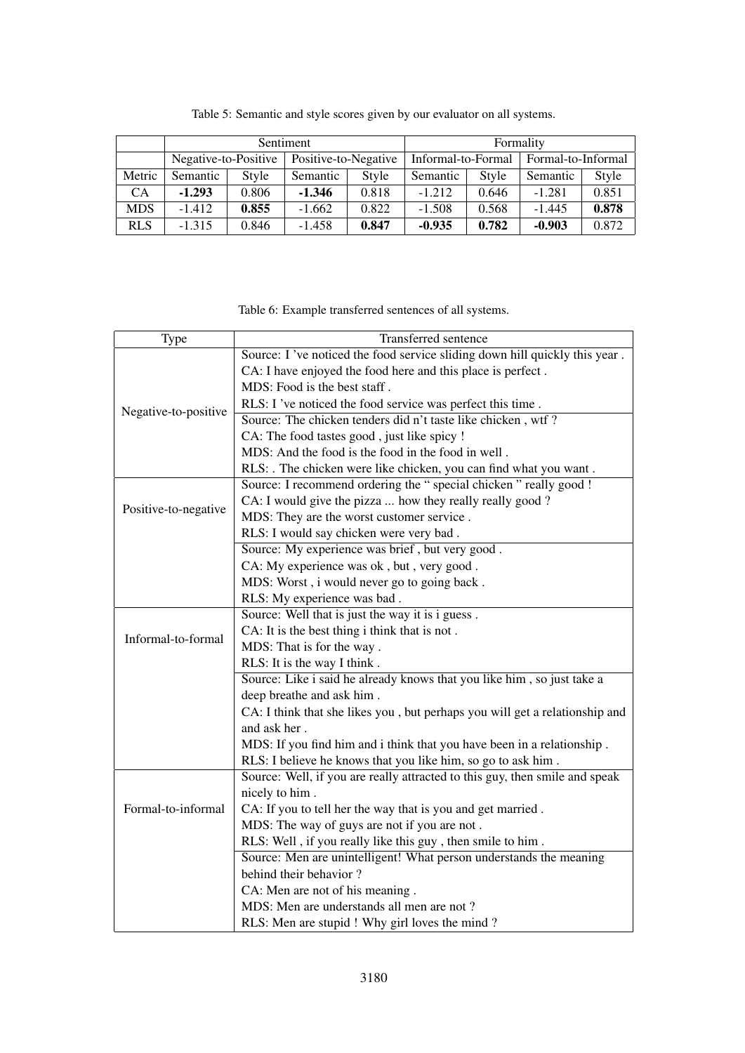Table 5: Semantic and style scores given by our evaluator on all systems.

| | Sentiment | | | | Formality | | | |
|---|---|---|---|---|---|---|---|---|
| | Negative-to-Positive | | Positive-to-Negative | | Informal-to-Formal | | Formal-to-Informal | |
| Metric | Semantic | Style | Semantic | Style | Semantic | Style | Semantic | Style |
| CA | **-1.293** | 0.806 | **-1.346** | 0.818 | -1.212 | 0.646 | -1.281 | 0.851 |
| MDS | -1.412 | **0.855** | -1.662 | 0.822 | -1.508 | 0.568 | -1.445 | **0.878** |
| RLS | -1.315 | 0.846 | -1.458 | **0.847** | **-0.935** | **0.782** | **-0.903** | 0.872 |

Table 6: Example transferred sentences of all systems.

| Type | Transferred sentence |
|---|---|
| Negative-to-positive | Source: I 've noticed the food service sliding down hill quickly this year .<br>CA: I have enjoyed the food here and this place is perfect .<br>MDS: Food is the best staff .<br>RLS: I 've noticed the food service was perfect this time . |
| | Source: The chicken tenders did n't taste like chicken , wtf ?<br>CA: The food tastes good , just like spicy !<br>MDS: And the food is the food in the food in well .<br>RLS: . The chicken were like chicken, you can find what you want . |
| Positive-to-negative | Source: I recommend ordering the " special chicken " really good !<br>CA: I would give the pizza ... how they really really good ?<br>MDS: They are the worst customer service .<br>RLS: I would say chicken were very bad . |
| | Source: My experience was brief , but very good .<br>CA: My experience was ok , but , very good .<br>MDS: Worst , i would never go to going back .<br>RLS: My experience was bad . |
| Informal-to-formal | Source: Well that is just the way it is i guess .<br>CA: It is the best thing i think that is not .<br>MDS: That is for the way .<br>RLS: It is the way I think . |
| | Source: Like i said he already knows that you like him , so just take a deep breathe and ask him .<br>CA: I think that she likes you , but perhaps you will get a relationship and and ask her .<br>MDS: If you find him and i think that you have been in a relationship .<br>RLS: I believe he knows that you like him, so go to ask him . |
| Formal-to-informal | Source: Well, if you are really attracted to this guy, then smile and speak nicely to him .<br>CA: If you to tell her the way that is you and get married .<br>MDS: The way of guys are not if you are not .<br>RLS: Well , if you really like this guy , then smile to him . |
| | Source: Men are unintelligent! What person understands the meaning behind their behavior ?<br>CA: Men are not of his meaning .<br>MDS: Men are understands all men are not ?<br>RLS: Men are stupid ! Why girl loves the mind ? |